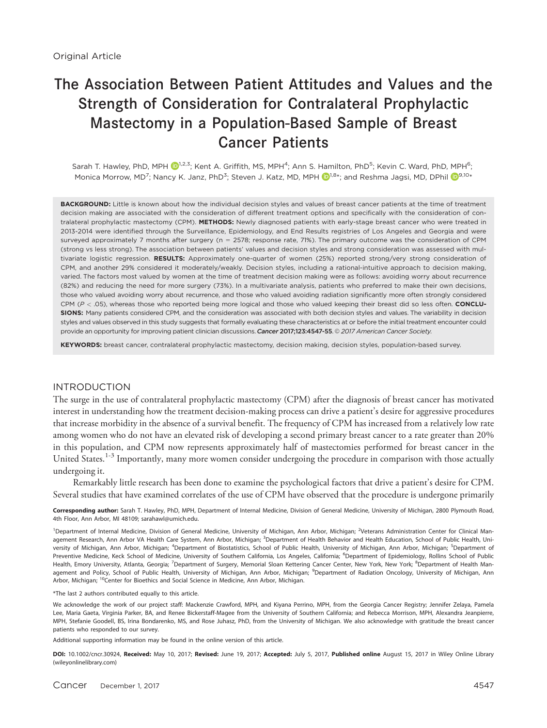Original Article

# The Association Between Patient Attitudes and Values and the Strength of Consideration for Contralateral Prophylactic Mastectomy in a Population-Based Sample of Breast Cancer Patients

Sarah T. Hawley, PhD, MPH [1,2,3]; Kent A. Griffith, MS, MPH[4]; Ann S. Hamilton, PhD[5]; Kevin C. Ward, PhD, MPH[6]; Monica Morrow, MD[7]; Nancy K. Janz, PhD[3]; Steven J. Katz, MD, MPH [1,8]*; and Reshma Jagsi, MD, DPhil [9,10]*

**BACKGROUND:** Little is known about how the individual decision styles and values of breast cancer patients at the time of treatment decision making are associated with the consideration of different treatment options and specifically with the consideration of contralateral prophylactic mastectomy (CPM). **METHODS:** Newly diagnosed patients with early-stage breast cancer who were treated in 2013-2014 were identified through the Surveillance, Epidemiology, and End Results registries of Los Angeles and Georgia and were surveyed approximately 7 months after surgery (n = 2578; response rate, 71%). The primary outcome was the consideration of CPM (strong vs less strong). The association between patients' values and decision styles and strong consideration was assessed with multivariate logistic regression. **RESULTS:** Approximately one-quarter of women (25%) reported strong/very strong consideration of CPM, and another 29% considered it moderately/weakly. Decision styles, including a rational-intuitive approach to decision making, varied. The factors most valued by women at the time of treatment decision making were as follows: avoiding worry about recurrence (82%) and reducing the need for more surgery (73%). In a multivariate analysis, patients who preferred to make their own decisions, those who valued avoiding worry about recurrence, and those who valued avoiding radiation significantly more often strongly considered CPM ($P < .05$), whereas those who reported being more logical and those who valued keeping their breast did so less often. **CONCLUSIONS:** Many patients considered CPM, and the consideration was associated with both decision styles and values. The variability in decision styles and values observed in this study suggests that formally evaluating these characteristics at or before the initial treatment encounter could provide an opportunity for improving patient clinician discussions. *Cancer* 2017;123:4547-55. *© 2017 American Cancer Society.*

**KEYWORDS:** breast cancer, contralateral prophylactic mastectomy, decision making, decision styles, population-based survey.

## INTRODUCTION

The surge in the use of contralateral prophylactic mastectomy (CPM) after the diagnosis of breast cancer has motivated interest in understanding how the treatment decision-making process can drive a patient's desire for aggressive procedures that increase morbidity in the absence of a survival benefit. The frequency of CPM has increased from a relatively low rate among women who do not have an elevated risk of developing a second primary breast cancer to a rate greater than 20% in this population, and CPM now represents approximately half of mastectomies performed for breast cancer in the United States.[1-3] Importantly, many more women consider undergoing the procedure in comparison with those actually undergoing it.

Remarkably little research has been done to examine the psychological factors that drive a patient's desire for CPM. Several studies that have examined correlates of the use of CPM have observed that the procedure is undergone primarily

**Corresponding author:** Sarah T. Hawley, PhD, MPH, Department of Internal Medicine, Division of General Medicine, University of Michigan, 2800 Plymouth Road, 4th Floor, Ann Arbor, MI 48109; sarahawl@umich.edu.

[1]Department of Internal Medicine, Division of General Medicine, University of Michigan, Ann Arbor, Michigan; [2]Veterans Administration Center for Clinical Management Research, Ann Arbor VA Health Care System, Ann Arbor, Michigan; [3]Department of Health Behavior and Health Education, School of Public Health, University of Michigan, Ann Arbor, Michigan; [4]Department of Biostatistics, School of Public Health, University of Michigan, Ann Arbor, Michigan; [5]Department of Preventive Medicine, Keck School of Medicine, University of Southern California, Los Angeles, California; [6]Department of Epidemiology, Rollins School of Public Health, Emory University, Atlanta, Georgia; [7]Department of Surgery, Memorial Sloan Kettering Cancer Center, New York, New York; [8]Department of Health Management and Policy, School of Public Health, University of Michigan, Ann Arbor, Michigan; [9]Department of Radiation Oncology, University of Michigan, Ann Arbor, Michigan; [10]Center for Bioethics and Social Science in Medicine, Ann Arbor, Michigan.

*The last 2 authors contributed equally to this article.

We acknowledge the work of our project staff: Mackenzie Crawford, MPH, and Kiyana Perrino, MPH, from the Georgia Cancer Registry; Jennifer Zelaya, Pamela Lee, Maria Gaeta, Virginia Parker, BA, and Renee Bickerstaff-Magee from the University of Southern California; and Rebecca Morrison, MPH, Alexandra Jeanpierre, MPH, Stefanie Goodell, BS, Irina Bondarenko, MS, and Rose Juhasz, PhD, from the University of Michigan. We also acknowledge with gratitude the breast cancer patients who responded to our survey.

Additional supporting information may be found in the online version of this article.

**DOI:** 10.1002/cncr.30924, **Received:** May 10, 2017; **Revised:** June 19, 2017; **Accepted:** July 5, 2017, **Published online** August 15, 2017 in Wiley Online Library (wileyonlinelibrary.com)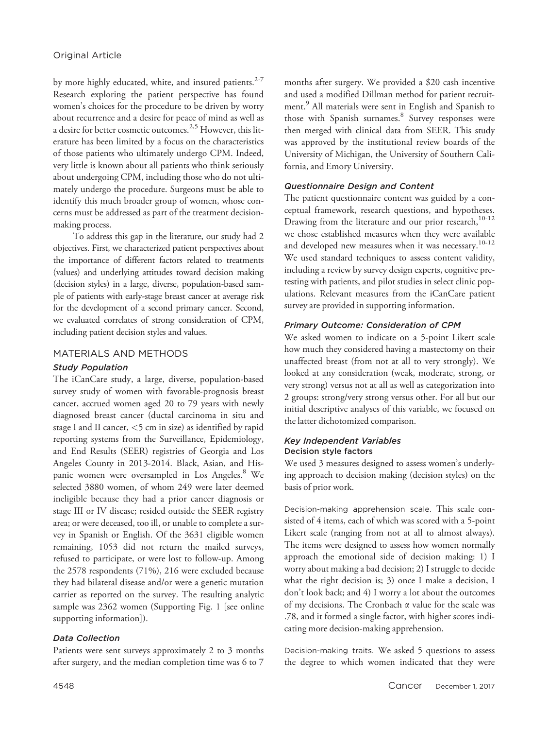by more highly educated, white, and insured patients.[2-7] Research exploring the patient perspective has found women's choices for the procedure to be driven by worry about recurrence and a desire for peace of mind as well as a desire for better cosmetic outcomes.[2,5] However, this literature has been limited by a focus on the characteristics of those patients who ultimately undergo CPM. Indeed, very little is known about all patients who think seriously about undergoing CPM, including those who do not ultimately undergo the procedure. Surgeons must be able to identify this much broader group of women, whose concerns must be addressed as part of the treatment decision-making process.

To address this gap in the literature, our study had 2 objectives. First, we characterized patient perspectives about the importance of different factors related to treatments (values) and underlying attitudes toward decision making (decision styles) in a large, diverse, population-based sample of patients with early-stage breast cancer at average risk for the development of a second primary cancer. Second, we evaluated correlates of strong consideration of CPM, including patient decision styles and values.

## MATERIALS AND METHODS

### Study Population

The iCanCare study, a large, diverse, population-based survey study of women with favorable-prognosis breast cancer, accrued women aged 20 to 79 years with newly diagnosed breast cancer (ductal carcinoma in situ and stage I and II cancer, <5 cm in size) as identified by rapid reporting systems from the Surveillance, Epidemiology, and End Results (SEER) registries of Georgia and Los Angeles County in 2013-2014. Black, Asian, and Hispanic women were oversampled in Los Angeles.[8] We selected 3880 women, of whom 249 were later deemed ineligible because they had a prior cancer diagnosis or stage III or IV disease; resided outside the SEER registry area; or were deceased, too ill, or unable to complete a survey in Spanish or English. Of the 3631 eligible women remaining, 1053 did not return the mailed surveys, refused to participate, or were lost to follow-up. Among the 2578 respondents (71%), 216 were excluded because they had bilateral disease and/or were a genetic mutation carrier as reported on the survey. The resulting analytic sample was 2362 women (Supporting Fig. 1 [see online supporting information]).

### Data Collection

Patients were sent surveys approximately 2 to 3 months after surgery, and the median completion time was 6 to 7 months after surgery. We provided a $20 cash incentive and used a modified Dillman method for patient recruitment.[9] All materials were sent in English and Spanish to those with Spanish surnames.[8] Survey responses were then merged with clinical data from SEER. This study was approved by the institutional review boards of the University of Michigan, the University of Southern California, and Emory University.

### Questionnaire Design and Content

The patient questionnaire content was guided by a conceptual framework, research questions, and hypotheses. Drawing from the literature and our prior research,[10-12] we chose established measures when they were available and developed new measures when it was necessary.[10-12] We used standard techniques to assess content validity, including a review by survey design experts, cognitive pretesting with patients, and pilot studies in select clinic populations. Relevant measures from the iCanCare patient survey are provided in supporting information.

### Primary Outcome: Consideration of CPM

We asked women to indicate on a 5-point Likert scale how much they considered having a mastectomy on their unaffected breast (from not at all to very strongly). We looked at any consideration (weak, moderate, strong, or very strong) versus not at all as well as categorization into 2 groups: strong/very strong versus other. For all but our initial descriptive analyses of this variable, we focused on the latter dichotomized comparison.

### Key Independent Variables

#### Decision style factors

We used 3 measures designed to assess women's underlying approach to decision making (decision styles) on the basis of prior work.

Decision-making apprehension scale. This scale consisted of 4 items, each of which was scored with a 5-point Likert scale (ranging from not at all to almost always). The items were designed to assess how women normally approach the emotional side of decision making: 1) I worry about making a bad decision; 2) I struggle to decide what the right decision is; 3) once I make a decision, I don't look back; and 4) I worry a lot about the outcomes of my decisions. The Cronbach $\alpha$ value for the scale was .78, and it formed a single factor, with higher scores indicating more decision-making apprehension.

Decision-making traits. We asked 5 questions to assess the degree to which women indicated that they were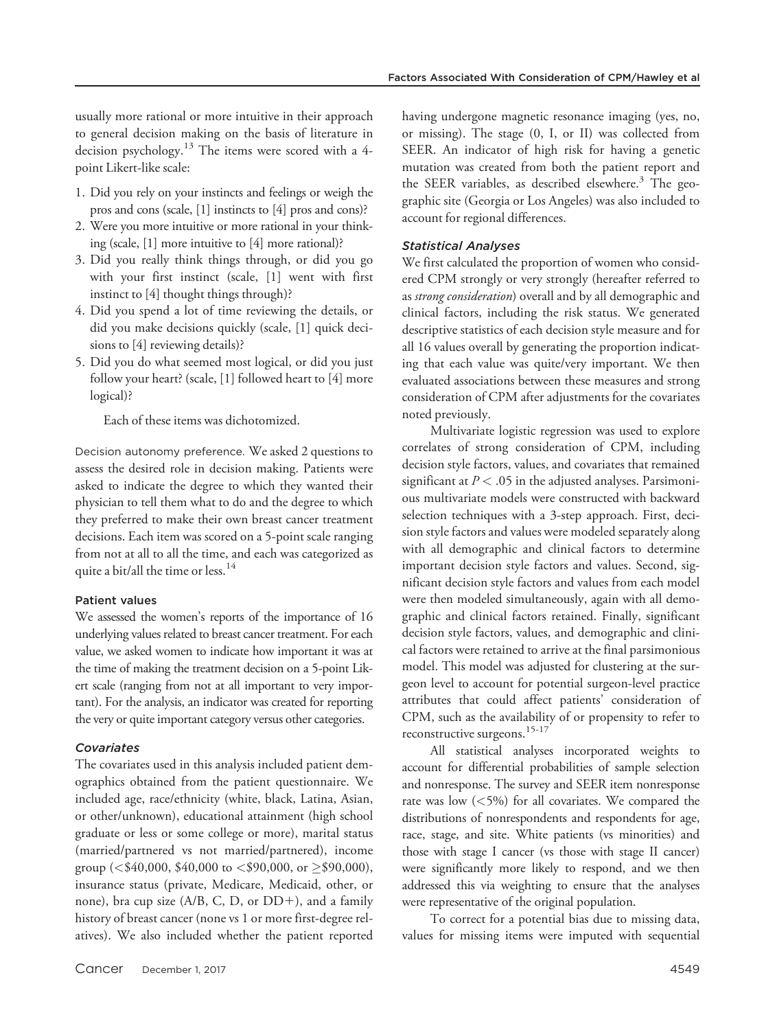usually more rational or more intuitive in their approach to general decision making on the basis of literature in decision psychology.[13] The items were scored with a 4-point Likert-like scale:

1. Did you rely on your instincts and feelings or weigh the pros and cons (scale, [1] instincts to [4] pros and cons)?
2. Were you more intuitive or more rational in your thinking (scale, [1] more intuitive to [4] more rational)?
3. Did you really think things through, or did you go with your first instinct (scale, [1] went with first instinct to [4] thought things through)?
4. Did you spend a lot of time reviewing the details, or did you make decisions quickly (scale, [1] quick decisions to [4] reviewing details)?
5. Did you do what seemed most logical, or did you just follow your heart? (scale, [1] followed heart to [4] more logical)?

Each of these items was dichotomized.

Decision autonomy preference. We asked 2 questions to assess the desired role in decision making. Patients were asked to indicate the degree to which they wanted their physician to tell them what to do and the degree to which they preferred to make their own breast cancer treatment decisions. Each item was scored on a 5-point scale ranging from not at all to all the time, and each was categorized as quite a bit/all the time or less.[14]

#### Patient values

We assessed the women's reports of the importance of 16 underlying values related to breast cancer treatment. For each value, we asked women to indicate how important it was at the time of making the treatment decision on a 5-point Likert scale (ranging from not at all important to very important). For the analysis, an indicator was created for reporting the very or quite important category versus other categories.

### *Covariates*

The covariates used in this analysis included patient demographics obtained from the patient questionnaire. We included age, race/ethnicity (white, black, Latina, Asian, or other/unknown), educational attainment (high school graduate or less or some college or more), marital status (married/partnered vs not married/partnered), income group (<$40,000, $40,000 to <$90,000, or ≥$90,000), insurance status (private, Medicare, Medicaid, other, or none), bra cup size (A/B, C, D, or DD+), and a family history of breast cancer (none vs 1 or more first-degree relatives). We also included whether the patient reported having undergone magnetic resonance imaging (yes, no, or missing). The stage (0, I, or II) was collected from SEER. An indicator of high risk for having a genetic mutation was created from both the patient report and the SEER variables, as described elsewhere.[3] The geographic site (Georgia or Los Angeles) was also included to account for regional differences.

### *Statistical Analyses*

We first calculated the proportion of women who considered CPM strongly or very strongly (hereafter referred to as *strong consideration*) overall and by all demographic and clinical factors, including the risk status. We generated descriptive statistics of each decision style measure and for all 16 values overall by generating the proportion indicating that each value was quite/very important. We then evaluated associations between these measures and strong consideration of CPM after adjustments for the covariates noted previously.

Multivariate logistic regression was used to explore correlates of strong consideration of CPM, including decision style factors, values, and covariates that remained significant at $P < .05$ in the adjusted analyses. Parsimonious multivariate models were constructed with backward selection techniques with a 3-step approach. First, decision style factors and values were modeled separately along with all demographic and clinical factors to determine important decision style factors and values. Second, significant decision style factors and values from each model were then modeled simultaneously, again with all demographic and clinical factors retained. Finally, significant decision style factors, values, and demographic and clinical factors were retained to arrive at the final parsimonious model. This model was adjusted for clustering at the surgeon level to account for potential surgeon-level practice attributes that could affect patients' consideration of CPM, such as the availability of or propensity to refer to reconstructive surgeons.[15-17]

All statistical analyses incorporated weights to account for differential probabilities of sample selection and nonresponse. The survey and SEER item nonresponse rate was low (<5%) for all covariates. We compared the distributions of nonrespondents and respondents for age, race, stage, and site. White patients (vs minorities) and those with stage I cancer (vs those with stage II cancer) were significantly more likely to respond, and we then addressed this via weighting to ensure that the analyses were representative of the original population.

To correct for a potential bias due to missing data, values for missing items were imputed with sequential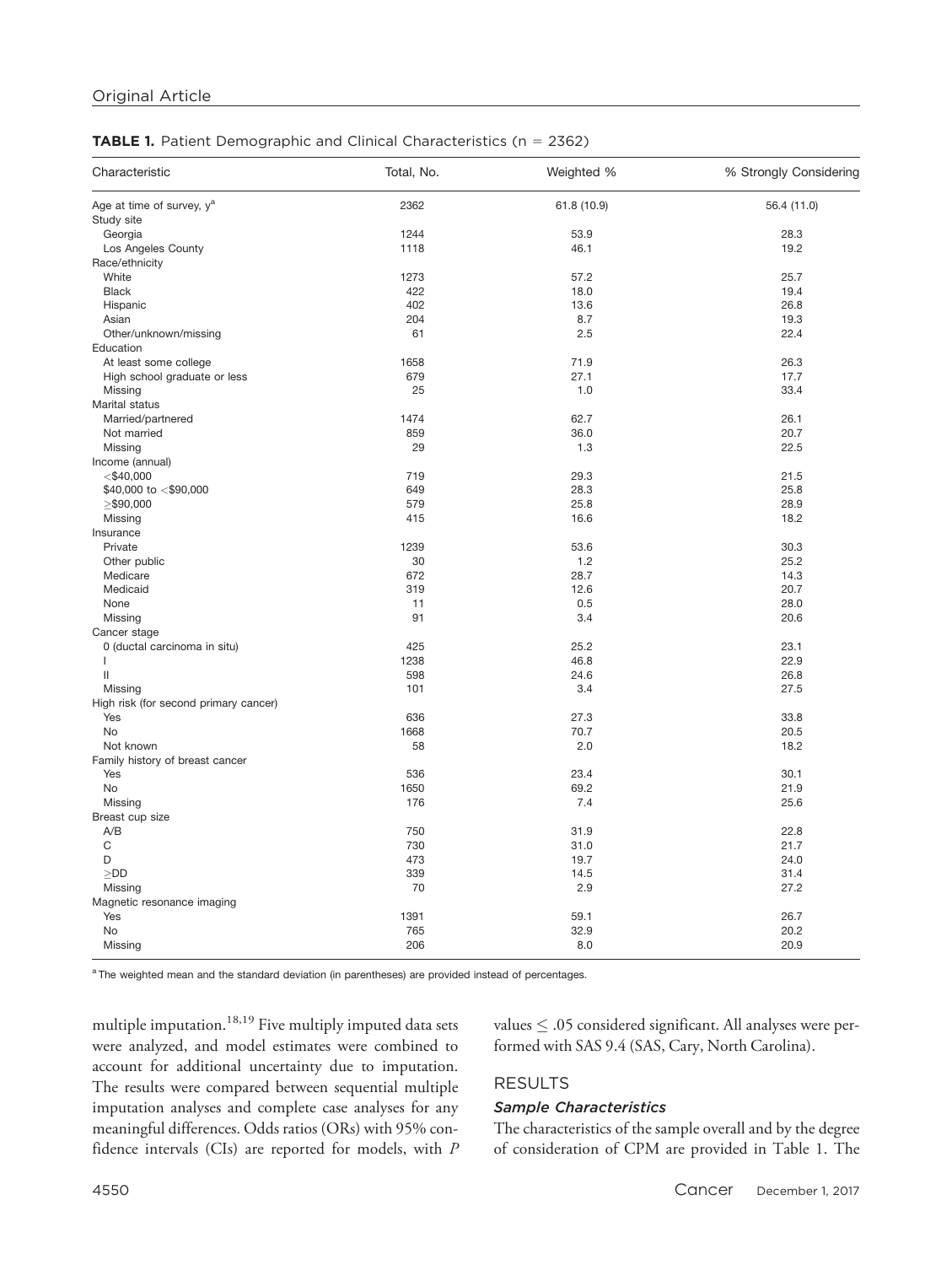**TABLE 1.** Patient Demographic and Clinical Characteristics (n = 2362)

| Characteristic | Total, No. | Weighted % | % Strongly Considering |
|---|---|---|---|
| Age at time of survey, y[a] | 2362 | 61.8 (10.9) | 56.4 (11.0) |
| Study site | | | |
| Georgia | 1244 | 53.9 | 28.3 |
| Los Angeles County | 1118 | 46.1 | 19.2 |
| Race/ethnicity | | | |
| White | 1273 | 57.2 | 25.7 |
| Black | 422 | 18.0 | 19.4 |
| Hispanic | 402 | 13.6 | 26.8 |
| Asian | 204 | 8.7 | 19.3 |
| Other/unknown/missing | 61 | 2.5 | 22.4 |
| Education | | | |
| At least some college | 1658 | 71.9 | 26.3 |
| High school graduate or less | 679 | 27.1 | 17.7 |
| Missing | 25 | 1.0 | 33.4 |
| Marital status | | | |
| Married/partnered | 1474 | 62.7 | 26.1 |
| Not married | 859 | 36.0 | 20.7 |
| Missing | 29 | 1.3 | 22.5 |
| Income (annual) | | | |
| <$40,000 | 719 | 29.3 | 21.5 |
| $40,000 to <$90,000 | 649 | 28.3 | 25.8 |
| ≥$90,000 | 579 | 25.8 | 28.9 |
| Missing | 415 | 16.6 | 18.2 |
| Insurance | | | |
| Private | 1239 | 53.6 | 30.3 |
| Other public | 30 | 1.2 | 25.2 |
| Medicare | 672 | 28.7 | 14.3 |
| Medicaid | 319 | 12.6 | 20.7 |
| None | 11 | 0.5 | 28.0 |
| Missing | 91 | 3.4 | 20.6 |
| Cancer stage | | | |
| 0 (ductal carcinoma in situ) | 425 | 25.2 | 23.1 |
| I | 1238 | 46.8 | 22.9 |
| II | 598 | 24.6 | 26.8 |
| Missing | 101 | 3.4 | 27.5 |
| High risk (for second primary cancer) | | | |
| Yes | 636 | 27.3 | 33.8 |
| No | 1668 | 70.7 | 20.5 |
| Not known | 58 | 2.0 | 18.2 |
| Family history of breast cancer | | | |
| Yes | 536 | 23.4 | 30.1 |
| No | 1650 | 69.2 | 21.9 |
| Missing | 176 | 7.4 | 25.6 |
| Breast cup size | | | |
| A/B | 750 | 31.9 | 22.8 |
| C | 730 | 31.0 | 21.7 |
| D | 473 | 19.7 | 24.0 |
| ≥DD | 339 | 14.5 | 31.4 |
| Missing | 70 | 2.9 | 27.2 |
| Magnetic resonance imaging | | | |
| Yes | 1391 | 59.1 | 26.7 |
| No | 765 | 32.9 | 20.2 |
| Missing | 206 | 8.0 | 20.9 |

[a] The weighted mean and the standard deviation (in parentheses) are provided instead of percentages.

multiple imputation.[18,19] Five multiply imputed data sets were analyzed, and model estimates were combined to account for additional uncertainty due to imputation. The results were compared between sequential multiple imputation analyses and complete case analyses for any meaningful differences. Odds ratios (ORs) with 95% confidence intervals (CIs) are reported for models, with *P* values $\leq .05$ considered significant. All analyses were performed with SAS 9.4 (SAS, Cary, North Carolina).

## RESULTS

### *Sample Characteristics*

The characteristics of the sample overall and by the degree of consideration of CPM are provided in Table 1. The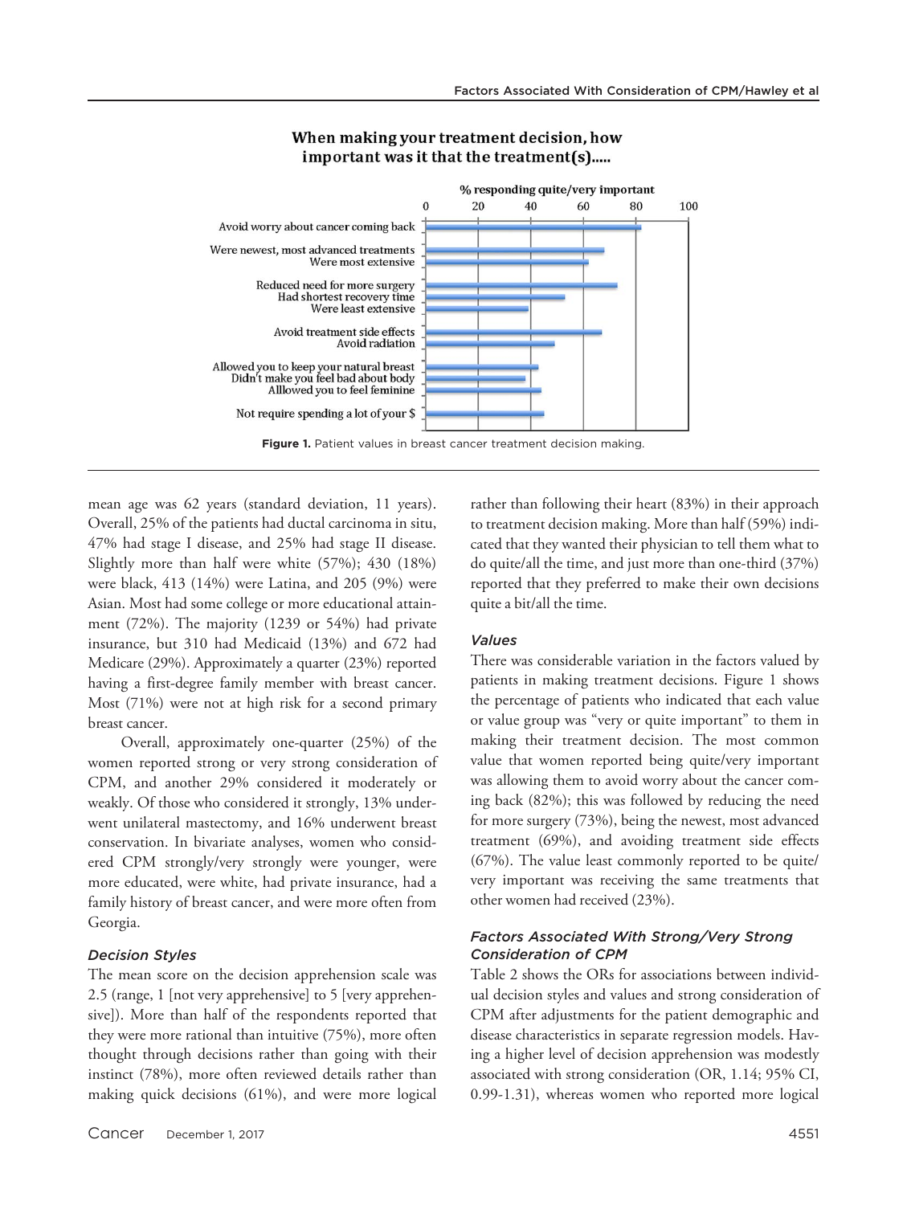**When making your treatment decision, how important was it that the treatment(s).....**

% responding quite/very important

- Avoid worry about cancer coming back
- Were newest, most advanced treatments
- Were most extensive
- Reduced need for more surgery
- Had shortest recovery time
- Were least extensive
- Avoid treatment side effects
- Avoid radiation
- Allowed you to keep your natural breast
- Didn't make you feel bad about body
- Alllowed you to feel feminine
- Not require spending a lot of your $

**Figure 1.** Patient values in breast cancer treatment decision making.

mean age was 62 years (standard deviation, 11 years). Overall, 25% of the patients had ductal carcinoma in situ, 47% had stage I disease, and 25% had stage II disease. Slightly more than half were white (57%); 430 (18%) were black, 413 (14%) were Latina, and 205 (9%) were Asian. Most had some college or more educational attainment (72%). The majority (1239 or 54%) had private insurance, but 310 had Medicaid (13%) and 672 had Medicare (29%). Approximately a quarter (23%) reported having a first-degree family member with breast cancer. Most (71%) were not at high risk for a second primary breast cancer.

Overall, approximately one-quarter (25%) of the women reported strong or very strong consideration of CPM, and another 29% considered it moderately or weakly. Of those who considered it strongly, 13% underwent unilateral mastectomy, and 16% underwent breast conservation. In bivariate analyses, women who considered CPM strongly/very strongly were younger, were more educated, were white, had private insurance, had a family history of breast cancer, and were more often from Georgia.

### *Decision Styles*

The mean score on the decision apprehension scale was 2.5 (range, 1 [not very apprehensive] to 5 [very apprehensive]). More than half of the respondents reported that they were more rational than intuitive (75%), more often thought through decisions rather than going with their instinct (78%), more often reviewed details rather than making quick decisions (61%), and were more logical rather than following their heart (83%) in their approach to treatment decision making. More than half (59%) indicated that they wanted their physician to tell them what to do quite/all the time, and just more than one-third (37%) reported that they preferred to make their own decisions quite a bit/all the time.

### *Values*

There was considerable variation in the factors valued by patients in making treatment decisions. Figure 1 shows the percentage of patients who indicated that each value or value group was "very or quite important" to them in making their treatment decision. The most common value that women reported being quite/very important was allowing them to avoid worry about the cancer coming back (82%); this was followed by reducing the need for more surgery (73%), being the newest, most advanced treatment (69%), and avoiding treatment side effects (67%). The value least commonly reported to be quite/very important was receiving the same treatments that other women had received (23%).

### *Factors Associated With Strong/Very Strong Consideration of CPM*

Table 2 shows the ORs for associations between individual decision styles and values and strong consideration of CPM after adjustments for the patient demographic and disease characteristics in separate regression models. Having a higher level of decision apprehension was modestly associated with strong consideration (OR, 1.14; 95% CI, 0.99-1.31), whereas women who reported more logical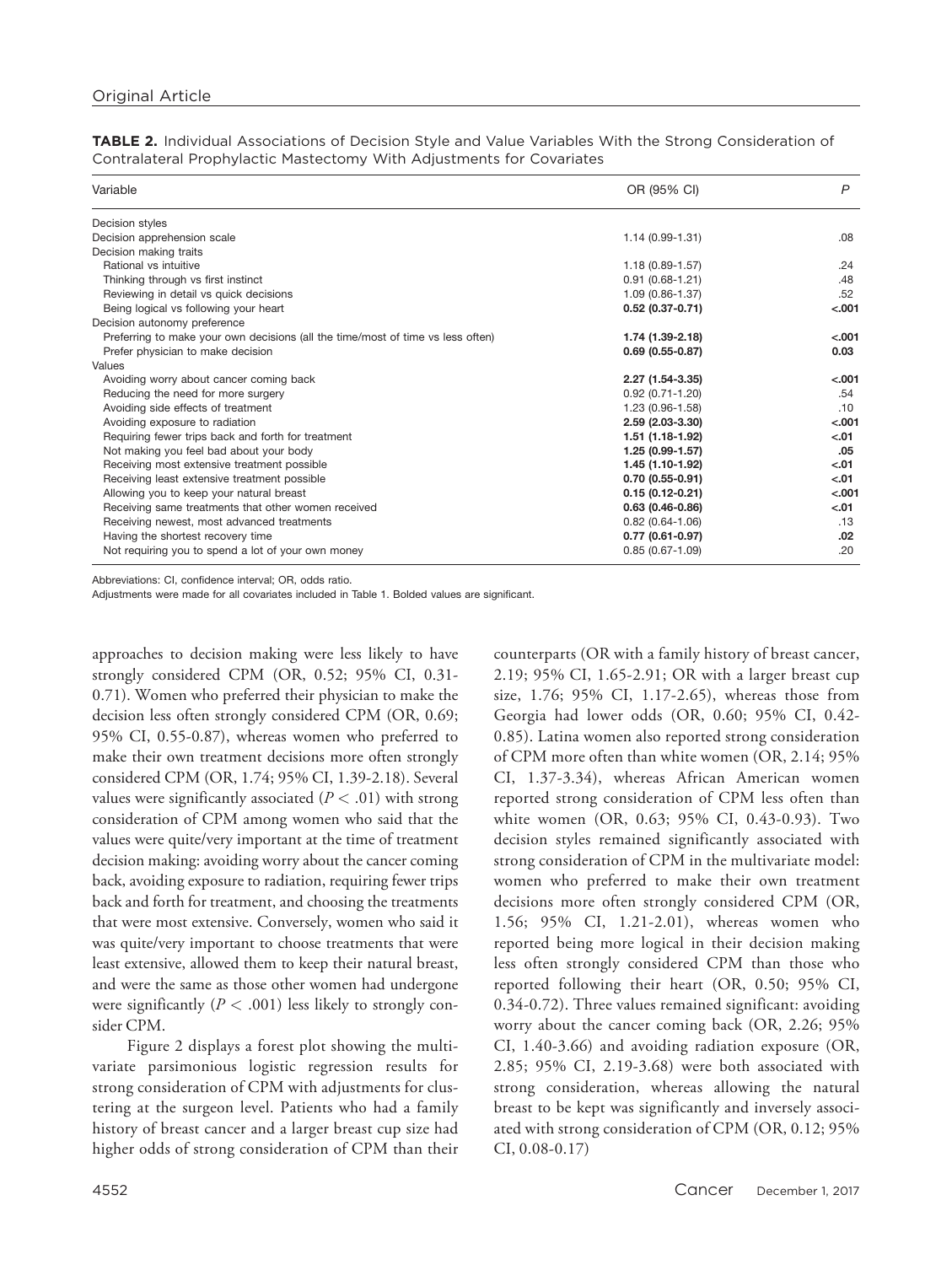**TABLE 2.** Individual Associations of Decision Style and Value Variables With the Strong Consideration of Contralateral Prophylactic Mastectomy With Adjustments for Covariates

| Variable | OR (95% CI) | P |
|---|---|---|
| Decision styles | | |
| Decision apprehension scale | 1.14 (0.99-1.31) | .08 |
| Decision making traits | | |
| Rational vs intuitive | 1.18 (0.89-1.57) | .24 |
| Thinking through vs first instinct | 0.91 (0.68-1.21) | .48 |
| Reviewing in detail vs quick decisions | 1.09 (0.86-1.37) | .52 |
| Being logical vs following your heart | **0.52 (0.37-0.71)** | **<.001** |
| Decision autonomy preference | | |
| Preferring to make your own decisions (all the time/most of time vs less often) | **1.74 (1.39-2.18)** | **<.001** |
| Prefer physician to make decision | **0.69 (0.55-0.87)** | **0.03** |
| Values | | |
| Avoiding worry about cancer coming back | **2.27 (1.54-3.35)** | **<.001** |
| Reducing the need for more surgery | 0.92 (0.71-1.20) | .54 |
| Avoiding side effects of treatment | 1.23 (0.96-1.58) | .10 |
| Avoiding exposure to radiation | **2.59 (2.03-3.30)** | **<.001** |
| Requiring fewer trips back and forth for treatment | **1.51 (1.18-1.92)** | **<.01** |
| Not making you feel bad about your body | **1.25 (0.99-1.57)** | **.05** |
| Receiving most extensive treatment possible | **1.45 (1.10-1.92)** | **<.01** |
| Receiving least extensive treatment possible | **0.70 (0.55-0.91)** | **<.01** |
| Allowing you to keep your natural breast | **0.15 (0.12-0.21)** | **<.001** |
| Receiving same treatments that other women received | **0.63 (0.46-0.86)** | **<.01** |
| Receiving newest, most advanced treatments | 0.82 (0.64-1.06) | .13 |
| Having the shortest recovery time | **0.77 (0.61-0.97)** | **.02** |
| Not requiring you to spend a lot of your own money | 0.85 (0.67-1.09) | .20 |

Abbreviations: CI, confidence interval; OR, odds ratio.

Adjustments were made for all covariates included in Table 1. Bolded values are significant.

approaches to decision making were less likely to have strongly considered CPM (OR, 0.52; 95% CI, 0.31-0.71). Women who preferred their physician to make the decision less often strongly considered CPM (OR, 0.69; 95% CI, 0.55-0.87), whereas women who preferred to make their own treatment decisions more often strongly considered CPM (OR, 1.74; 95% CI, 1.39-2.18). Several values were significantly associated ($P < .01$) with strong consideration of CPM among women who said that the values were quite/very important at the time of treatment decision making: avoiding worry about the cancer coming back, avoiding exposure to radiation, requiring fewer trips back and forth for treatment, and choosing the treatments that were most extensive. Conversely, women who said it was quite/very important to choose treatments that were least extensive, allowed them to keep their natural breast, and were the same as those other women had undergone were significantly ($P < .001$) less likely to strongly consider CPM.

Figure 2 displays a forest plot showing the multivariate parsimonious logistic regression results for strong consideration of CPM with adjustments for clustering at the surgeon level. Patients who had a family history of breast cancer and a larger breast cup size had higher odds of strong consideration of CPM than their counterparts (OR with a family history of breast cancer, 2.19; 95% CI, 1.65-2.91; OR with a larger breast cup size, 1.76; 95% CI, 1.17-2.65), whereas those from Georgia had lower odds (OR, 0.60; 95% CI, 0.42-0.85). Latina women also reported strong consideration of CPM more often than white women (OR, 2.14; 95% CI, 1.37-3.34), whereas African American women reported strong consideration of CPM less often than white women (OR, 0.63; 95% CI, 0.43-0.93). Two decision styles remained significantly associated with strong consideration of CPM in the multivariate model: women who preferred to make their own treatment decisions more often strongly considered CPM (OR, 1.56; 95% CI, 1.21-2.01), whereas women who reported being more logical in their decision making less often strongly considered CPM than those who reported following their heart (OR, 0.50; 95% CI, 0.34-0.72). Three values remained significant: avoiding worry about the cancer coming back (OR, 2.26; 95% CI, 1.40-3.66) and avoiding radiation exposure (OR, 2.85; 95% CI, 2.19-3.68) were both associated with strong consideration, whereas allowing the natural breast to be kept was significantly and inversely associated with strong consideration of CPM (OR, 0.12; 95% CI, 0.08-0.17)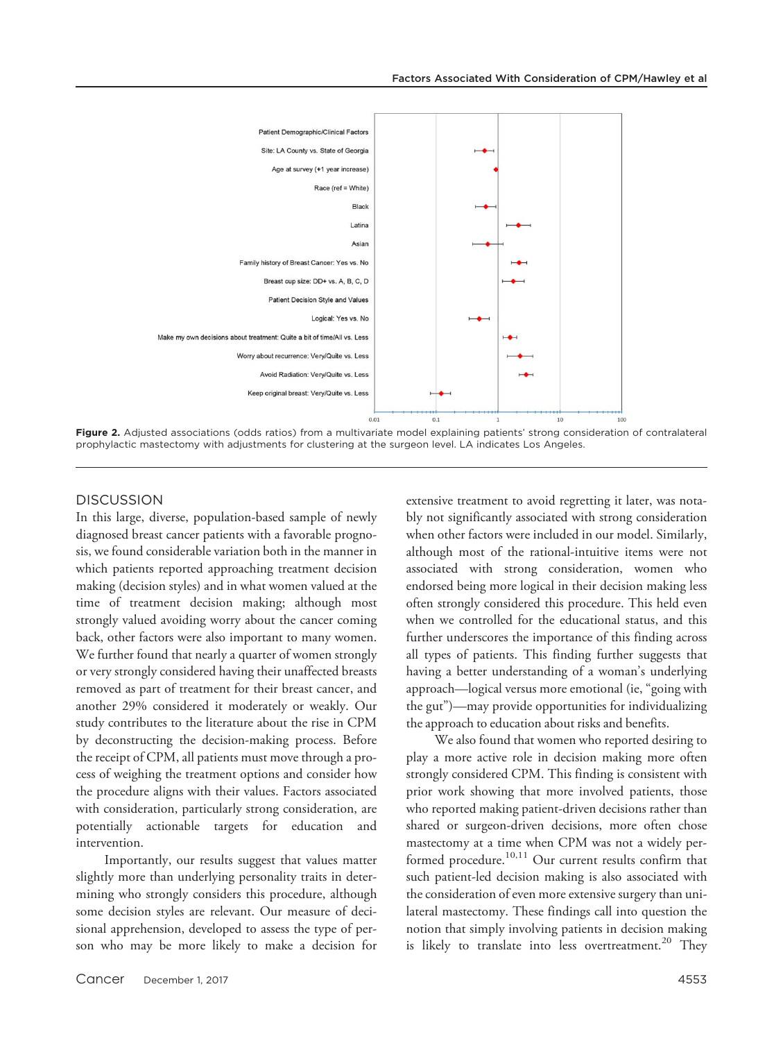Patient Demographic/Clinical Factors

Site: LA County vs. State of Georgia

Age at survey (+1 year increase)

Race (ref = White)

Black

Latina

Asian

Family history of Breast Cancer: Yes vs. No

Breast cup size: DD+ vs. A, B, C, D

Patient Decision Style and Values

Logical: Yes vs. No

Make my own decisions about treatment: Quite a bit of time/All vs. Less

Worry about recurrence: Very/Quite vs. Less

Avoid Radiation: Very/Quite vs. Less

Keep original breast: Very/Quite vs. Less

0.01

0.1

1

10

100

**Figure 2.** Adjusted associations (odds ratios) from a multivariate model explaining patients' strong consideration of contralateral prophylactic mastectomy with adjustments for clustering at the surgeon level. LA indicates Los Angeles.

## DISCUSSION

In this large, diverse, population-based sample of newly diagnosed breast cancer patients with a favorable prognosis, we found considerable variation both in the manner in which patients reported approaching treatment decision making (decision styles) and in what women valued at the time of treatment decision making; although most strongly valued avoiding worry about the cancer coming back, other factors were also important to many women. We further found that nearly a quarter of women strongly or very strongly considered having their unaffected breasts removed as part of treatment for their breast cancer, and another 29% considered it moderately or weakly. Our study contributes to the literature about the rise in CPM by deconstructing the decision-making process. Before the receipt of CPM, all patients must move through a process of weighing the treatment options and consider how the procedure aligns with their values. Factors associated with consideration, particularly strong consideration, are potentially actionable targets for education and intervention.

Importantly, our results suggest that values matter slightly more than underlying personality traits in determining who strongly considers this procedure, although some decision styles are relevant. Our measure of decisional apprehension, developed to assess the type of person who may be more likely to make a decision for extensive treatment to avoid regretting it later, was notably not significantly associated with strong consideration when other factors were included in our model. Similarly, although most of the rational-intuitive items were not associated with strong consideration, women who endorsed being more logical in their decision making less often strongly considered this procedure. This held even when we controlled for the educational status, and this further underscores the importance of this finding across all types of patients. This finding further suggests that having a better understanding of a woman's underlying approach—logical versus more emotional (ie, "going with the gut")—may provide opportunities for individualizing the approach to education about risks and benefits.

We also found that women who reported desiring to play a more active role in decision making more often strongly considered CPM. This finding is consistent with prior work showing that more involved patients, those who reported making patient-driven decisions rather than shared or surgeon-driven decisions, more often chose mastectomy at a time when CPM was not a widely performed procedure.[10,11] Our current results confirm that such patient-led decision making is also associated with the consideration of even more extensive surgery than unilateral mastectomy. These findings call into question the notion that simply involving patients in decision making is likely to translate into less overtreatment.[20] They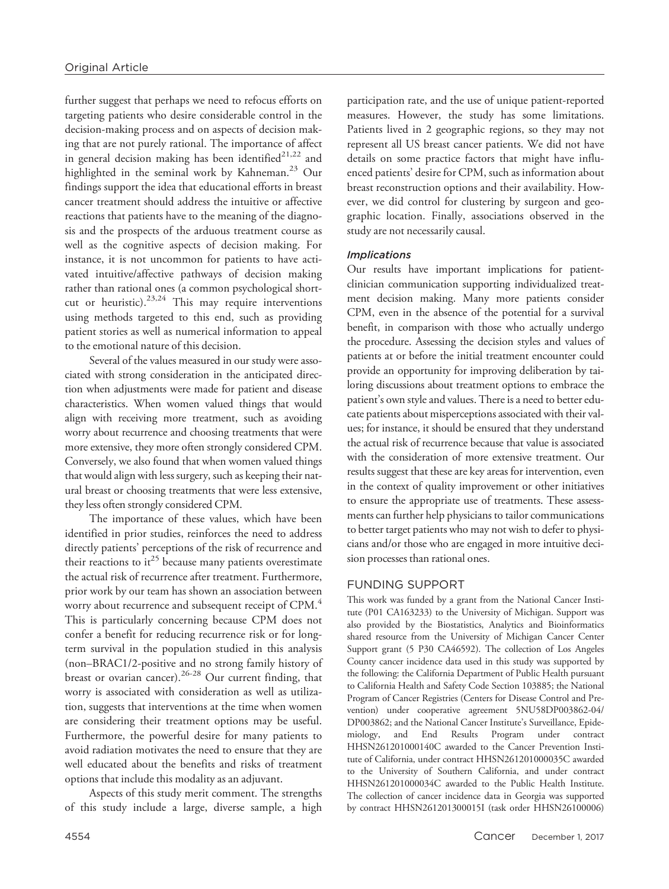further suggest that perhaps we need to refocus efforts on targeting patients who desire considerable control in the decision-making process and on aspects of decision making that are not purely rational. The importance of affect in general decision making has been identified[21,22] and highlighted in the seminal work by Kahneman.[23] Our findings support the idea that educational efforts in breast cancer treatment should address the intuitive or affective reactions that patients have to the meaning of the diagnosis and the prospects of the arduous treatment course as well as the cognitive aspects of decision making. For instance, it is not uncommon for patients to have activated intuitive/affective pathways of decision making rather than rational ones (a common psychological shortcut or heuristic).[23,24] This may require interventions using methods targeted to this end, such as providing patient stories as well as numerical information to appeal to the emotional nature of this decision.

Several of the values measured in our study were associated with strong consideration in the anticipated direction when adjustments were made for patient and disease characteristics. When women valued things that would align with receiving more treatment, such as avoiding worry about recurrence and choosing treatments that were more extensive, they more often strongly considered CPM. Conversely, we also found that when women valued things that would align with less surgery, such as keeping their natural breast or choosing treatments that were less extensive, they less often strongly considered CPM.

The importance of these values, which have been identified in prior studies, reinforces the need to address directly patients' perceptions of the risk of recurrence and their reactions to it[25] because many patients overestimate the actual risk of recurrence after treatment. Furthermore, prior work by our team has shown an association between worry about recurrence and subsequent receipt of CPM.[4] This is particularly concerning because CPM does not confer a benefit for reducing recurrence risk or for long-term survival in the population studied in this analysis (non–BRAC1/2-positive and no strong family history of breast or ovarian cancer).[26-28] Our current finding, that worry is associated with consideration as well as utilization, suggests that interventions at the time when women are considering their treatment options may be useful. Furthermore, the powerful desire for many patients to avoid radiation motivates the need to ensure that they are well educated about the benefits and risks of treatment options that include this modality as an adjuvant.

Aspects of this study merit comment. The strengths of this study include a large, diverse sample, a high participation rate, and the use of unique patient-reported measures. However, the study has some limitations. Patients lived in 2 geographic regions, so they may not represent all US breast cancer patients. We did not have details on some practice factors that might have influenced patients' desire for CPM, such as information about breast reconstruction options and their availability. However, we did control for clustering by surgeon and geographic location. Finally, associations observed in the study are not necessarily causal.

### *Implications*

Our results have important implications for patient-clinician communication supporting individualized treatment decision making. Many more patients consider CPM, even in the absence of the potential for a survival benefit, in comparison with those who actually undergo the procedure. Assessing the decision styles and values of patients at or before the initial treatment encounter could provide an opportunity for improving deliberation by tailoring discussions about treatment options to embrace the patient's own style and values. There is a need to better educate patients about misperceptions associated with their values; for instance, it should be ensured that they understand the actual risk of recurrence because that value is associated with the consideration of more extensive treatment. Our results suggest that these are key areas for intervention, even in the context of quality improvement or other initiatives to ensure the appropriate use of treatments. These assessments can further help physicians to tailor communications to better target patients who may not wish to defer to physicians and/or those who are engaged in more intuitive decision processes than rational ones.

## FUNDING SUPPORT

This work was funded by a grant from the National Cancer Institute (P01 CA163233) to the University of Michigan. Support was also provided by the Biostatistics, Analytics and Bioinformatics shared resource from the University of Michigan Cancer Center Support grant (5 P30 CA46592). The collection of Los Angeles County cancer incidence data used in this study was supported by the following: the California Department of Public Health pursuant to California Health and Safety Code Section 103885; the National Program of Cancer Registries (Centers for Disease Control and Prevention) under cooperative agreement 5NU58DP003862-04/DP003862; and the National Cancer Institute's Surveillance, Epidemiology, and End Results Program under contract HHSN261201000140C awarded to the Cancer Prevention Institute of California, under contract HHSN261201000035C awarded to the University of Southern California, and under contract HHSN261201000034C awarded to the Public Health Institute. The collection of cancer incidence data in Georgia was supported by contract HHSN261201300015I (task order HHSN26100006)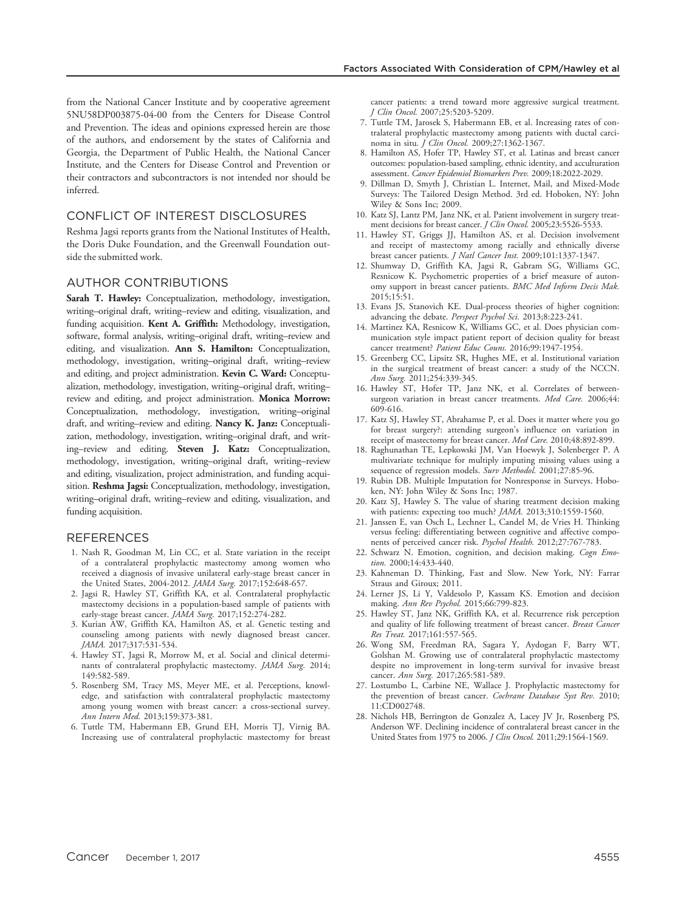from the National Cancer Institute and by cooperative agreement 5NU58DP003875-04-00 from the Centers for Disease Control and Prevention. The ideas and opinions expressed herein are those of the authors, and endorsement by the states of California and Georgia, the Department of Public Health, the National Cancer Institute, and the Centers for Disease Control and Prevention or their contractors and subcontractors is not intended nor should be inferred.

## CONFLICT OF INTEREST DISCLOSURES

Reshma Jagsi reports grants from the National Institutes of Health, the Doris Duke Foundation, and the Greenwall Foundation outside the submitted work.

## AUTHOR CONTRIBUTIONS

**Sarah T. Hawley:** Conceptualization, methodology, investigation, writing–original draft, writing–review and editing, visualization, and funding acquisition. **Kent A. Griffith:** Methodology, investigation, software, formal analysis, writing–original draft, writing–review and editing, and visualization. **Ann S. Hamilton:** Conceptualization, methodology, investigation, writing–original draft, writing–review and editing, and project administration. **Kevin C. Ward:** Conceptualization, methodology, investigation, writing–original draft, writing–review and editing, and project administration. **Monica Morrow:** Conceptualization, methodology, investigation, writing–original draft, and writing–review and editing. **Nancy K. Janz:** Conceptualization, methodology, investigation, writing–original draft, and writing–review and editing. **Steven J. Katz:** Conceptualization, methodology, investigation, writing–original draft, writing–review and editing, visualization, project administration, and funding acquisition. **Reshma Jagsi:** Conceptualization, methodology, investigation, writing–original draft, writing–review and editing, visualization, and funding acquisition.

## REFERENCES

1. Nash R, Goodman M, Lin CC, et al. State variation in the receipt of a contralateral prophylactic mastectomy among women who received a diagnosis of invasive unilateral early-stage breast cancer in the United States, 2004-2012. *JAMA Surg.* 2017;152:648-657.
2. Jagsi R, Hawley ST, Griffith KA, et al. Contralateral prophylactic mastectomy decisions in a population-based sample of patients with early-stage breast cancer. *JAMA Surg.* 2017;152:274-282.
3. Kurian AW, Griffith KA, Hamilton AS, et al. Genetic testing and counseling among patients with newly diagnosed breast cancer. *JAMA.* 2017;317:531-534.
4. Hawley ST, Jagsi R, Morrow M, et al. Social and clinical determinants of contralateral prophylactic mastectomy. *JAMA Surg.* 2014;149:582-589.
5. Rosenberg SM, Tracy MS, Meyer ME, et al. Perceptions, knowledge, and satisfaction with contralateral prophylactic mastectomy among young women with breast cancer: a cross-sectional survey. *Ann Intern Med.* 2013;159:373-381.
6. Tuttle TM, Habermann EB, Grund EH, Morris TJ, Virnig BA. Increasing use of contralateral prophylactic mastectomy for breast cancer patients: a trend toward more aggressive surgical treatment. *J Clin Oncol.* 2007;25:5203-5209.
7. Tuttle TM, Jarosek S, Habermann EB, et al. Increasing rates of contralateral prophylactic mastectomy among patients with ductal carcinoma in situ. *J Clin Oncol.* 2009;27:1362-1367.
8. Hamilton AS, Hofer TP, Hawley ST, et al. Latinas and breast cancer outcomes: population-based sampling, ethnic identity, and acculturation assessment. *Cancer Epidemiol Biomarkers Prev.* 2009;18:2022-2029.
9. Dillman D, Smyth J, Christian L. Internet, Mail, and Mixed-Mode Surveys: The Tailored Design Method. 3rd ed. Hoboken, NY: John Wiley & Sons Inc; 2009.
10. Katz SJ, Lantz PM, Janz NK, et al. Patient involvement in surgery treatment decisions for breast cancer. *J Clin Oncol.* 2005;23:5526-5533.
11. Hawley ST, Griggs JJ, Hamilton AS, et al. Decision involvement and receipt of mastectomy among racially and ethnically diverse breast cancer patients. *J Natl Cancer Inst.* 2009;101:1337-1347.
12. Shumway D, Griffith KA, Jagsi R, Gabram SG, Williams GC, Resnicow K. Psychometric properties of a brief measure of autonomy support in breast cancer patients. *BMC Med Inform Decis Mak.* 2015;15:51.
13. Evans JS, Stanovich KE. Dual-process theories of higher cognition: advancing the debate. *Perspect Psychol Sci.* 2013;8:223-241.
14. Martinez KA, Resnicow K, Williams GC, et al. Does physician communication style impact patient report of decision quality for breast cancer treatment? *Patient Educ Couns.* 2016;99:1947-1954.
15. Greenberg CC, Lipsitz SR, Hughes ME, et al. Institutional variation in the surgical treatment of breast cancer: a study of the NCCN. *Ann Surg.* 2011;254:339-345.
16. Hawley ST, Hofer TP, Janz NK, et al. Correlates of between-surgeon variation in breast cancer treatments. *Med Care.* 2006;44:609-616.
17. Katz SJ, Hawley ST, Abrahamse P, et al. Does it matter where you go for breast surgery?: attending surgeon's influence on variation in receipt of mastectomy for breast cancer. *Med Care.* 2010;48:892-899.
18. Raghunathan TE, Lepkowski JM, Van Hoewyk J, Solenberger P. A multivariate technique for multiply imputing missing values using a sequence of regression models. *Surv Methodol.* 2001;27:85-96.
19. Rubin DB. Multiple Imputation for Nonresponse in Surveys. Hoboken, NY: John Wiley & Sons Inc; 1987.
20. Katz SJ, Hawley S. The value of sharing treatment decision making with patients: expecting too much? *JAMA.* 2013;310:1559-1560.
21. Janssen E, van Osch L, Lechner L, Candel M, de Vries H. Thinking versus feeling: differentiating between cognitive and affective components of perceived cancer risk. *Psychol Health.* 2012;27:767-783.
22. Schwarz N. Emotion, cognition, and decision making. *Cogn Emotion.* 2000;14:433-440.
23. Kahneman D. Thinking, Fast and Slow. New York, NY: Farrar Straus and Giroux; 2011.
24. Lerner JS, Li Y, Valdesolo P, Kassam KS. Emotion and decision making. *Ann Rev Psychol.* 2015;66:799-823.
25. Hawley ST, Janz NK, Griffith KA, et al. Recurrence risk perception and quality of life following treatment of breast cancer. *Breast Cancer Res Treat.* 2017;161:557-565.
26. Wong SM, Freedman RA, Sagara Y, Aydogan F, Barry WT, Golshan M. Growing use of contralateral prophylactic mastectomy despite no improvement in long-term survival for invasive breast cancer. *Ann Surg.* 2017;265:581-589.
27. Lostumbo L, Carbine NE, Wallace J. Prophylactic mastectomy for the prevention of breast cancer. *Cochrane Database Syst Rev.* 2010;11:CD002748.
28. Nichols HB, Berrington de Gonzalez A, Lacey JV Jr, Rosenberg PS, Anderson WF. Declining incidence of contralateral breast cancer in the United States from 1975 to 2006. *J Clin Oncol.* 2011;29:1564-1569.